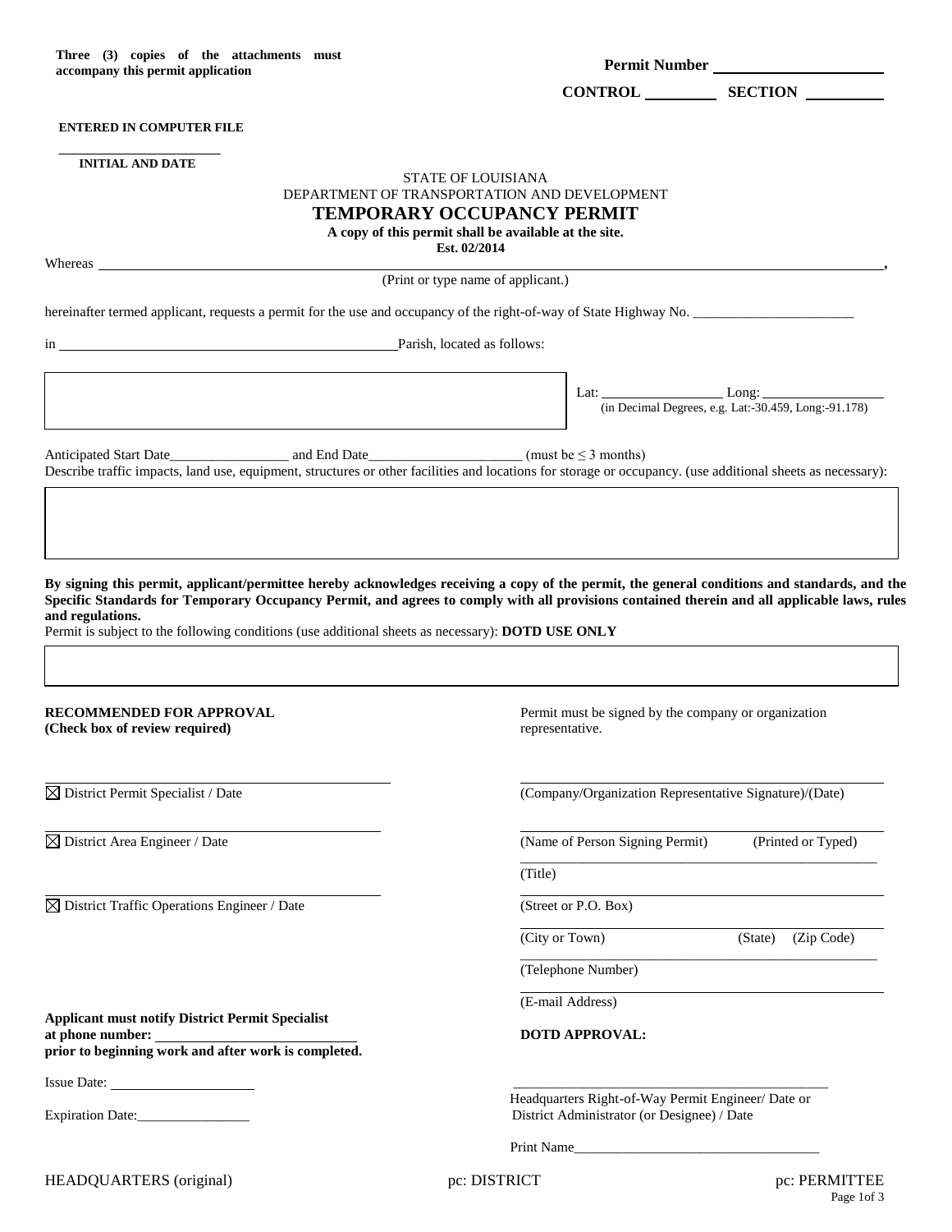**Three (3) copies of the attachments must accompany this permit application**

**Permit Number** ____________________

**CONTROL** ________ **SECTION** ________

**ENTERED IN COMPUTER FILE**

____________________
**INITIAL AND DATE**

STATE OF LOUISIANA
DEPARTMENT OF TRANSPORTATION AND DEVELOPMENT

# TEMPORARY OCCUPANCY PERMIT

**A copy of this permit shall be available at the site.**
**Est. 02/2014**

Whereas ________________________________________________________________________,
(Print or type name of applicant.)

hereinafter termed applicant, requests a permit for the use and occupancy of the right-of-way of State Highway No. ______________________

in ______________________________________________ Parish, located as follows:

Lat: ________________ Long: ________________
(in Decimal Degrees, e.g. Lat:-30.459, Long:-91.178)

Anticipated Start Date________________ and End Date_____________________ (must be ≤ 3 months)

Describe traffic impacts, land use, equipment, structures or other facilities and locations for storage or occupancy. (use additional sheets as necessary):

**By signing this permit, applicant/permittee hereby acknowledges receiving a copy of the permit, the general conditions and standards, and the Specific Standards for Temporary Occupancy Permit, and agrees to comply with all provisions contained therein and all applicable laws, rules and regulations.**

Permit is subject to the following conditions (use additional sheets as necessary): **DOTD USE ONLY**

**RECOMMENDED FOR APPROVAL**
**(Check box of review required)**

______________________________________
☒ District Permit Specialist / Date

______________________________________
☒ District Area Engineer / Date

______________________________________
☒ District Traffic Operations Engineer / Date

Permit must be signed by the company or organization representative.

______________________________________
(Company/Organization Representative Signature)/(Date)

______________________________________
(Name of Person Signing Permit) (Printed or Typed)

______________________________________
(Title)

______________________________________
(Street or P.O. Box)

______________________________________
(City or Town) (State) (Zip Code)

______________________________________
(Telephone Number)

______________________________________
(E-mail Address)

**Applicant must notify District Permit Specialist at phone number:** ____________________ **prior to beginning work and after work is completed.**

Issue Date: ________________

Expiration Date:________________

**DOTD APPROVAL:**

______________________________________
Headquarters Right-of-Way Permit Engineer/ Date or District Administrator (or Designee) / Date

Print Name__________________________________

HEADQUARTERS (original) pc: DISTRICT pc: PERMITTEE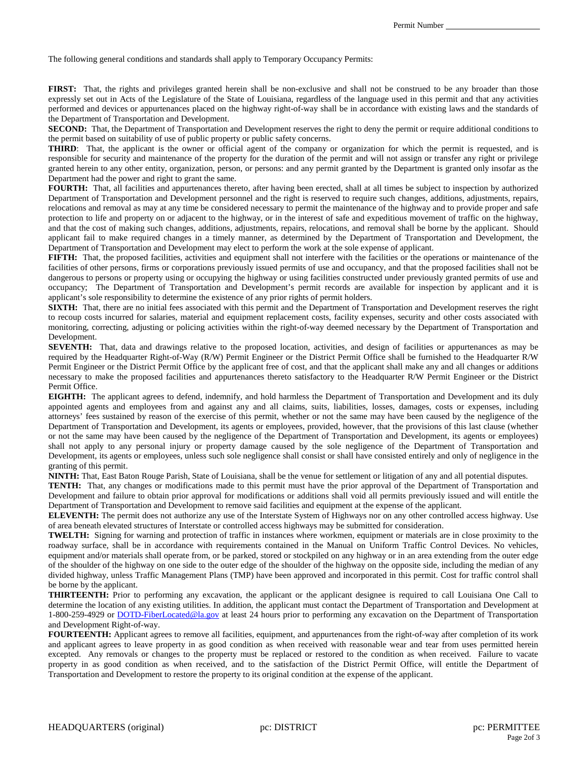Permit Number ______________________

The following general conditions and standards shall apply to Temporary Occupancy Permits:

**FIRST:** That, the rights and privileges granted herein shall be non-exclusive and shall not be construed to be any broader than those expressly set out in Acts of the Legislature of the State of Louisiana, regardless of the language used in this permit and that any activities performed and devices or appurtenances placed on the highway right-of-way shall be in accordance with existing laws and the standards of the Department of Transportation and Development.

**SECOND:** That, the Department of Transportation and Development reserves the right to deny the permit or require additional conditions to the permit based on suitability of use of public property or public safety concerns.

**THIRD**: That, the applicant is the owner or official agent of the company or organization for which the permit is requested, and is responsible for security and maintenance of the property for the duration of the permit and will not assign or transfer any right or privilege granted herein to any other entity, organization, person, or persons: and any permit granted by the Department is granted only insofar as the Department had the power and right to grant the same.

**FOURTH:** That, all facilities and appurtenances thereto, after having been erected, shall at all times be subject to inspection by authorized Department of Transportation and Development personnel and the right is reserved to require such changes, additions, adjustments, repairs, relocations and removal as may at any time be considered necessary to permit the maintenance of the highway and to provide proper and safe protection to life and property on or adjacent to the highway, or in the interest of safe and expeditious movement of traffic on the highway, and that the cost of making such changes, additions, adjustments, repairs, relocations, and removal shall be borne by the applicant. Should applicant fail to make required changes in a timely manner, as determined by the Department of Transportation and Development, the Department of Transportation and Development may elect to perform the work at the sole expense of applicant.

**FIFTH:** That, the proposed facilities, activities and equipment shall not interfere with the facilities or the operations or maintenance of the facilities of other persons, firms or corporations previously issued permits of use and occupancy, and that the proposed facilities shall not be dangerous to persons or property using or occupying the highway or using facilities constructed under previously granted permits of use and occupancy; The Department of Transportation and Development's permit records are available for inspection by applicant and it is applicant's sole responsibility to determine the existence of any prior rights of permit holders.

**SIXTH:** That, there are no initial fees associated with this permit and the Department of Transportation and Development reserves the right to recoup costs incurred for salaries, material and equipment replacement costs, facility expenses, security and other costs associated with monitoring, correcting, adjusting or policing activities within the right-of-way deemed necessary by the Department of Transportation and Development.

**SEVENTH:** That, data and drawings relative to the proposed location, activities, and design of facilities or appurtenances as may be required by the Headquarter Right-of-Way (R/W) Permit Engineer or the District Permit Office shall be furnished to the Headquarter R/W Permit Engineer or the District Permit Office by the applicant free of cost, and that the applicant shall make any and all changes or additions necessary to make the proposed facilities and appurtenances thereto satisfactory to the Headquarter R/W Permit Engineer or the District Permit Office.

**EIGHTH:** The applicant agrees to defend, indemnify, and hold harmless the Department of Transportation and Development and its duly appointed agents and employees from and against any and all claims, suits, liabilities, losses, damages, costs or expenses, including attorneys' fees sustained by reason of the exercise of this permit, whether or not the same may have been caused by the negligence of the Department of Transportation and Development, its agents or employees, provided, however, that the provisions of this last clause (whether or not the same may have been caused by the negligence of the Department of Transportation and Development, its agents or employees) shall not apply to any personal injury or property damage caused by the sole negligence of the Department of Transportation and Development, its agents or employees, unless such sole negligence shall consist or shall have consisted entirely and only of negligence in the granting of this permit.

**NINTH:** That, East Baton Rouge Parish, State of Louisiana, shall be the venue for settlement or litigation of any and all potential disputes.

**TENTH:** That, any changes or modifications made to this permit must have the prior approval of the Department of Transportation and Development and failure to obtain prior approval for modifications or additions shall void all permits previously issued and will entitle the Department of Transportation and Development to remove said facilities and equipment at the expense of the applicant.

**ELEVENTH:** The permit does not authorize any use of the Interstate System of Highways nor on any other controlled access highway. Use of area beneath elevated structures of Interstate or controlled access highways may be submitted for consideration.

**TWELTH:** Signing for warning and protection of traffic in instances where workmen, equipment or materials are in close proximity to the roadway surface, shall be in accordance with requirements contained in the Manual on Uniform Traffic Control Devices. No vehicles, equipment and/or materials shall operate from, or be parked, stored or stockpiled on any highway or in an area extending from the outer edge of the shoulder of the highway on one side to the outer edge of the shoulder of the highway on the opposite side, including the median of any divided highway, unless Traffic Management Plans (TMP) have been approved and incorporated in this permit. Cost for traffic control shall be borne by the applicant.

**THIRTEENTH:** Prior to performing any excavation, the applicant or the applicant designee is required to call Louisiana One Call to determine the location of any existing utilities. In addition, the applicant must contact the Department of Transportation and Development at 1-800-259-4929 or DOTD-FiberLocated@la.gov at least 24 hours prior to performing any excavation on the Department of Transportation and Development Right-of-Way.

**FOURTEENTH:** Applicant agrees to remove all facilities, equipment, and appurtenances from the right-of-way after completion of its work and applicant agrees to leave property in as good condition as when received with reasonable wear and tear from uses permitted herein excepted. Any removals or changes to the property must be replaced or restored to the condition as when received. Failure to vacate property in as good condition as when received, and to the satisfaction of the District Permit Office, will entitle the Department of Transportation and Development to restore the property to its original condition at the expense of the applicant.

HEADQUARTERS (original) pc: DISTRICT pc: PERMITTEE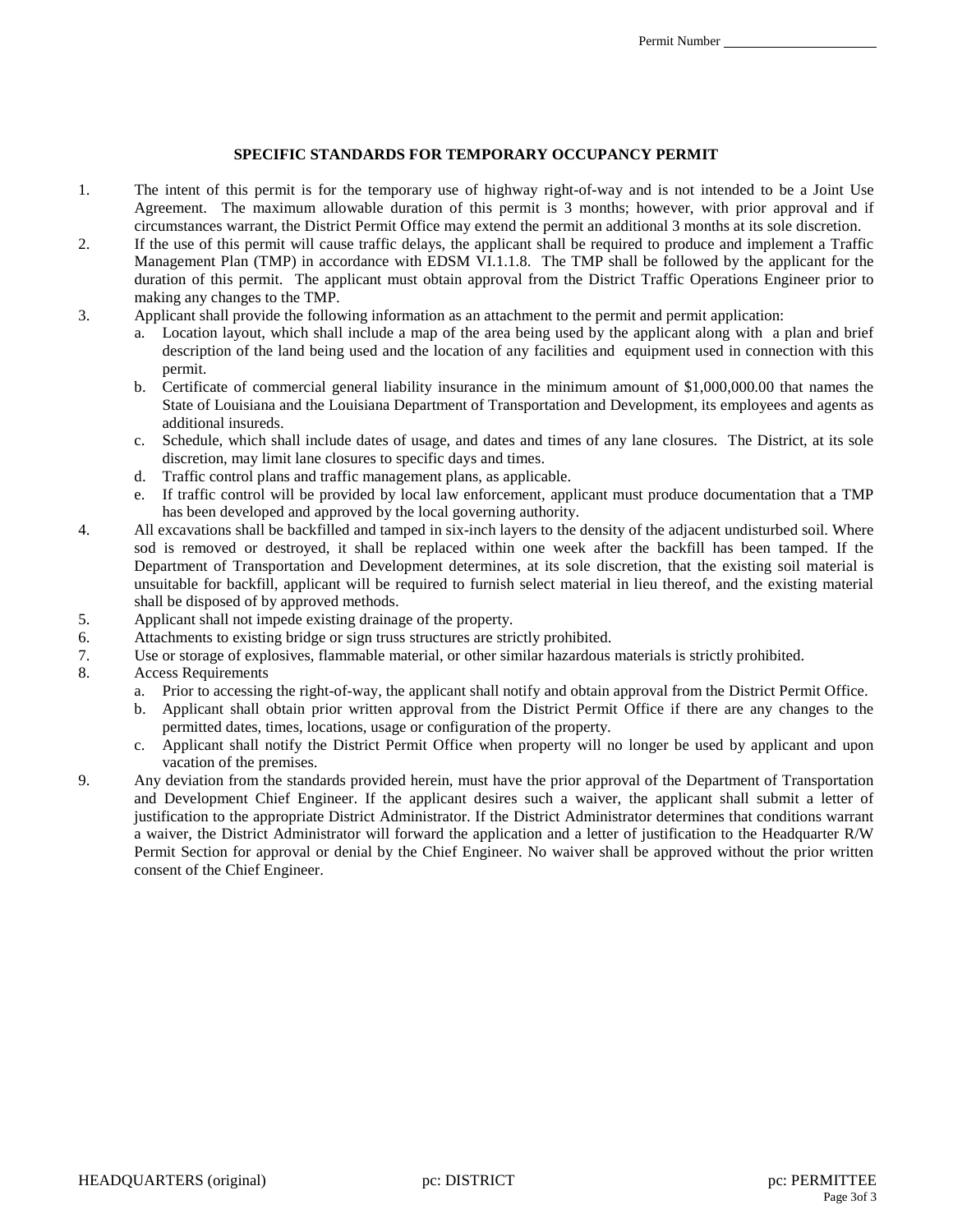Permit Number ____________________

## SPECIFIC STANDARDS FOR TEMPORARY OCCUPANCY PERMIT

1. The intent of this permit is for the temporary use of highway right-of-way and is not intended to be a Joint Use Agreement. The maximum allowable duration of this permit is 3 months; however, with prior approval and if circumstances warrant, the District Permit Office may extend the permit an additional 3 months at its sole discretion.
2. If the use of this permit will cause traffic delays, the applicant shall be required to produce and implement a Traffic Management Plan (TMP) in accordance with EDSM VI.1.1.8. The TMP shall be followed by the applicant for the duration of this permit. The applicant must obtain approval from the District Traffic Operations Engineer prior to making any changes to the TMP.
3. Applicant shall provide the following information as an attachment to the permit and permit application:
   a. Location layout, which shall include a map of the area being used by the applicant along with a plan and brief description of the land being used and the location of any facilities and equipment used in connection with this permit.
   b. Certificate of commercial general liability insurance in the minimum amount of $1,000,000.00 that names the State of Louisiana and the Louisiana Department of Transportation and Development, its employees and agents as additional insureds.
   c. Schedule, which shall include dates of usage, and dates and times of any lane closures. The District, at its sole discretion, may limit lane closures to specific days and times.
   d. Traffic control plans and traffic management plans, as applicable.
   e. If traffic control will be provided by local law enforcement, applicant must produce documentation that a TMP has been developed and approved by the local governing authority.
4. All excavations shall be backfilled and tamped in six-inch layers to the density of the adjacent undisturbed soil. Where sod is removed or destroyed, it shall be replaced within one week after the backfill has been tamped. If the Department of Transportation and Development determines, at its sole discretion, that the existing soil material is unsuitable for backfill, applicant will be required to furnish select material in lieu thereof, and the existing material shall be disposed of by approved methods.
5. Applicant shall not impede existing drainage of the property.
6. Attachments to existing bridge or sign truss structures are strictly prohibited.
7. Use or storage of explosives, flammable material, or other similar hazardous materials is strictly prohibited.
8. Access Requirements
   a. Prior to accessing the right-of-way, the applicant shall notify and obtain approval from the District Permit Office.
   b. Applicant shall obtain prior written approval from the District Permit Office if there are any changes to the permitted dates, times, locations, usage or configuration of the property.
   c. Applicant shall notify the District Permit Office when property will no longer be used by applicant and upon vacation of the premises.
9. Any deviation from the standards provided herein, must have the prior approval of the Department of Transportation and Development Chief Engineer. If the applicant desires such a waiver, the applicant shall submit a letter of justification to the appropriate District Administrator. If the District Administrator determines that conditions warrant a waiver, the District Administrator will forward the application and a letter of justification to the Headquarter R/W Permit Section for approval or denial by the Chief Engineer. No waiver shall be approved without the prior written consent of the Chief Engineer.

HEADQUARTERS (original) pc: DISTRICT pc: PERMITTEE